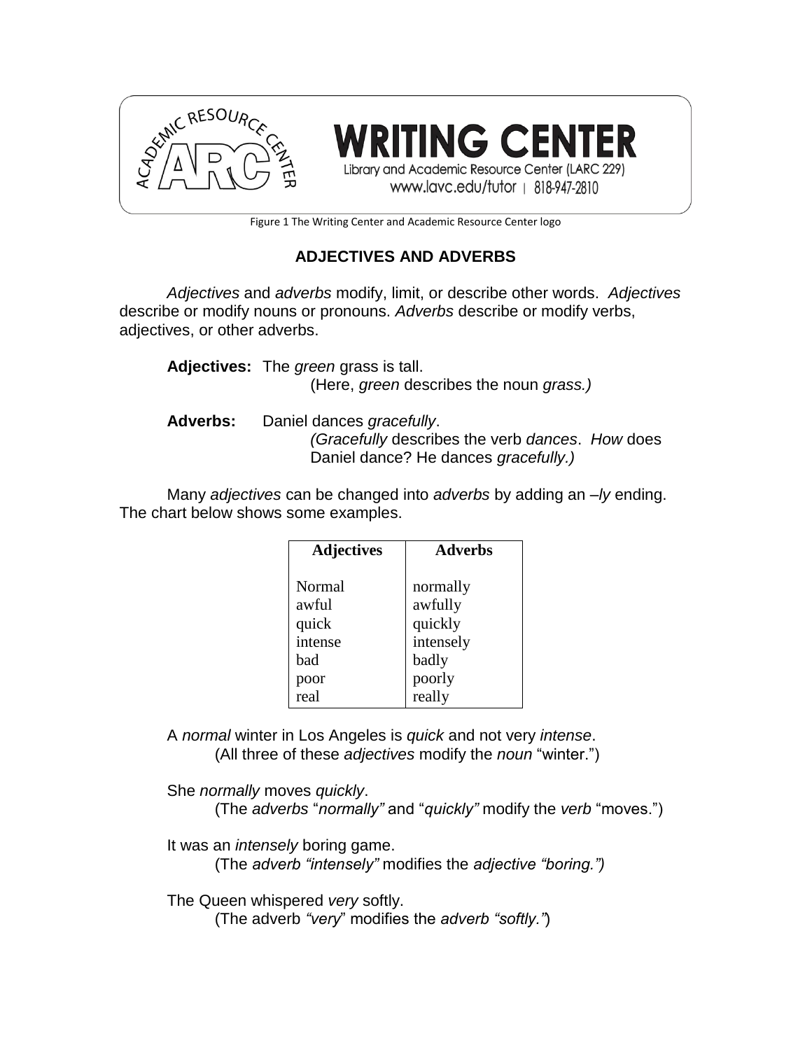ACADEMIC RESOURCE CENTER ARC

**WRITING CENTER**

Library and Academic Resource Center (LARC 229)
www.lavc.edu/tutor | 818-947-2810

Figure 1 The Writing Center and Academic Resource Center logo

## ADJECTIVES AND ADVERBS

*Adjectives* and *adverbs* modify, limit, or describe other words. *Adjectives* describe or modify nouns or pronouns. *Adverbs* describe or modify verbs, adjectives, or other adverbs.

**Adjectives:** The *green* grass is tall.
(Here, *green* describes the noun *grass.)*

**Adverbs:** Daniel dances *gracefully*.
*(Gracefully* describes the verb *dances*. *How* does Daniel dance? He dances *gracefully.)*

Many *adjectives* can be changed into *adverbs* by adding an *–ly* ending. The chart below shows some examples.

| Adjectives | Adverbs |
|---|---|
| Normal | normally |
| awful | awfully |
| quick | quickly |
| intense | intensely |
| bad | badly |
| poor | poorly |
| real | really |

A *normal* winter in Los Angeles is *quick* and not very *intense*.
(All three of these *adjectives* modify the *noun* "winter.")

She *normally* moves *quickly*.
(The *adverbs* "*normally"* and "*quickly"* modify the *verb* "moves.")

It was an *intensely* boring game.
(The *adverb "intensely"* modifies the *adjective "boring.")*

The Queen whispered *very* softly.
(The adverb *"very*" modifies the *adverb "softly."*)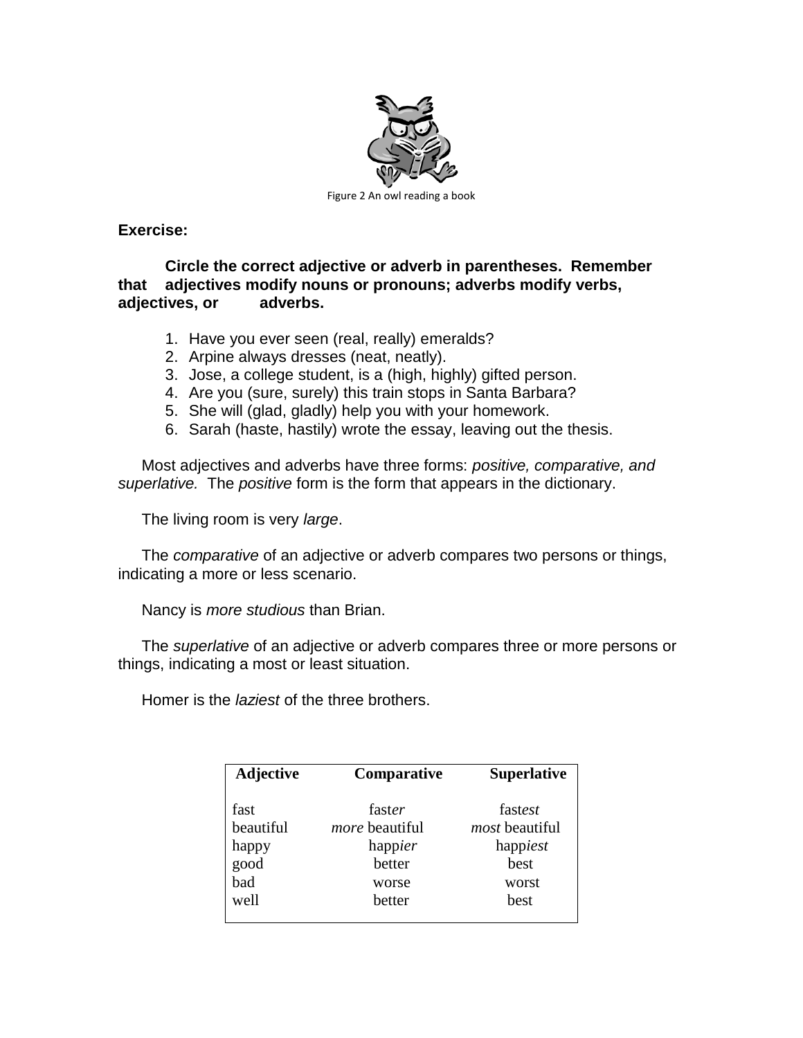Figure 2 An owl reading a book

**Exercise:**

**Circle the correct adjective or adverb in parentheses. Remember that adjectives modify nouns or pronouns; adverbs modify verbs, adjectives, or adverbs.**

1. Have you ever seen (real, really) emeralds?
2. Arpine always dresses (neat, neatly).
3. Jose, a college student, is a (high, highly) gifted person.
4. Are you (sure, surely) this train stops in Santa Barbara?
5. She will (glad, gladly) help you with your homework.
6. Sarah (haste, hastily) wrote the essay, leaving out the thesis.

Most adjectives and adverbs have three forms: *positive, comparative, and superlative.* The *positive* form is the form that appears in the dictionary.

The living room is very *large*.

The *comparative* of an adjective or adverb compares two persons or things, indicating a more or less scenario.

Nancy is *more studious* than Brian.

The *superlative* of an adjective or adverb compares three or more persons or things, indicating a most or least situation.

Homer is the *laziest* of the three brothers.

| **Adjective** | **Comparative** | **Superlative** |
|---|---|---|
| fast | fast*er* | fast*est* |
| beautiful | *more* beautiful | *most* beautiful |
| happy | happ*ier* | happ*iest* |
| good | better | best |
| bad | worse | worst |
| well | better | best |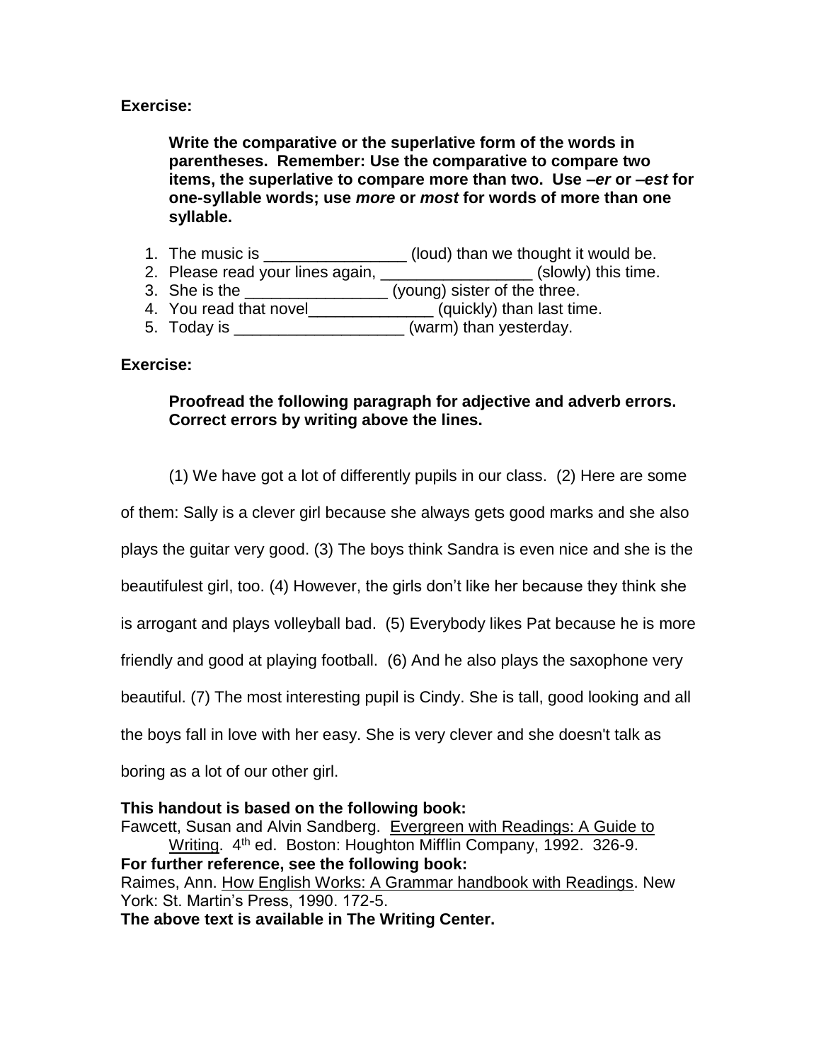**Exercise:**

**Write the comparative or the superlative form of the words in parentheses. Remember: Use the comparative to compare two items, the superlative to compare more than two. Use *–er* or *–est* for one-syllable words; use *more* or *most* for words of more than one syllable.**

1. The music is ________________ (loud) than we thought it would be.
2. Please read your lines again, _________________ (slowly) this time.
3. She is the ________________ (young) sister of the three.
4. You read that novel______________ (quickly) than last time.
5. Today is ___________________ (warm) than yesterday.

**Exercise:**

**Proofread the following paragraph for adjective and adverb errors. Correct errors by writing above the lines.**

(1) We have got a lot of differently pupils in our class. (2) Here are some of them: Sally is a clever girl because she always gets good marks and she also plays the guitar very good. (3) The boys think Sandra is even nice and she is the beautifulest girl, too. (4) However, the girls don't like her because they think she is arrogant and plays volleyball bad. (5) Everybody likes Pat because he is more friendly and good at playing football. (6) And he also plays the saxophone very beautiful. (7) The most interesting pupil is Cindy. She is tall, good looking and all the boys fall in love with her easy. She is very clever and she doesn't talk as boring as a lot of our other girl.

**This handout is based on the following book:**
Fawcett, Susan and Alvin Sandberg. Evergreen with Readings: A Guide to Writing. 4th ed. Boston: Houghton Mifflin Company, 1992. 326-9.
**For further reference, see the following book:**
Raimes, Ann. How English Works: A Grammar handbook with Readings. New York: St. Martin's Press, 1990. 172-5.
**The above text is available in The Writing Center.**